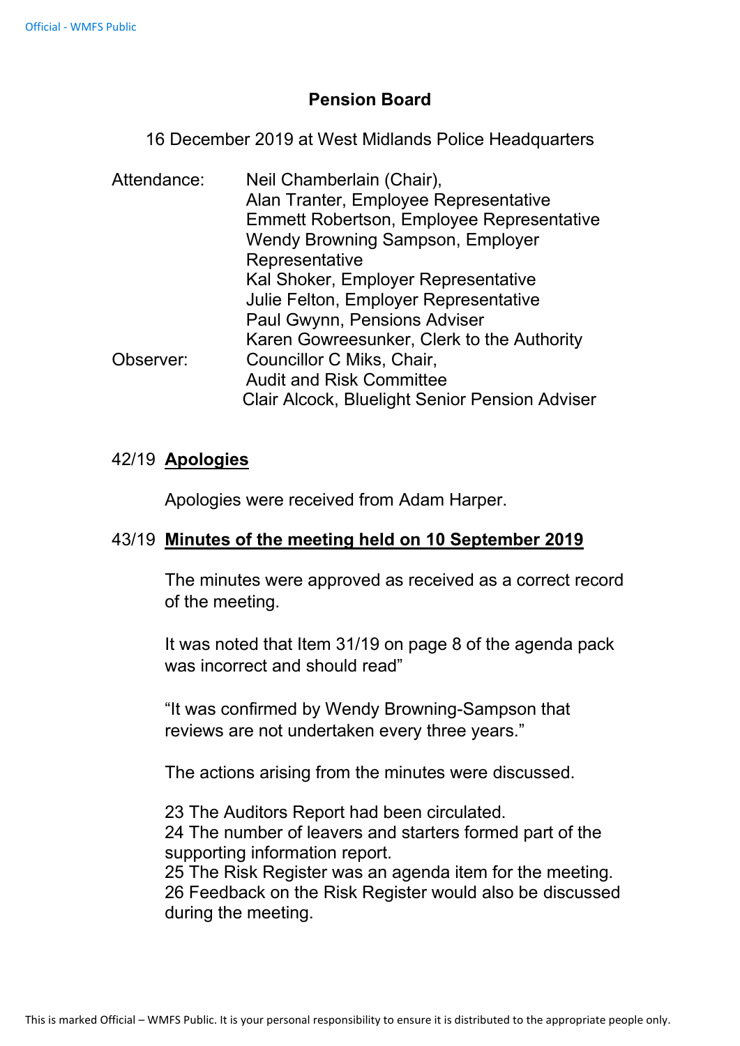# Pension Board

16 December 2019 at West Midlands Police Headquarters

| | |
|---|---|
| Attendance: | Neil Chamberlain (Chair), |
| | Alan Tranter, Employee Representative |
| | Emmett Robertson, Employee Representative |
| | Wendy Browning Sampson, Employer Representative |
| | Kal Shoker, Employer Representative |
| | Julie Felton, Employer Representative |
| | Paul Gwynn, Pensions Adviser |
| | Karen Gowreesunker, Clerk to the Authority |
| Observer: | Councillor C Miks, Chair, |
| | Audit and Risk Committee |
| | Clair Alcock, Bluelight Senior Pension Adviser |

## 42/19 Apologies

Apologies were received from Adam Harper.

## 43/19 Minutes of the meeting held on 10 September 2019

The minutes were approved as received as a correct record of the meeting.

It was noted that Item 31/19 on page 8 of the agenda pack was incorrect and should read"

"It was confirmed by Wendy Browning-Sampson that reviews are not undertaken every three years."

The actions arising from the minutes were discussed.

23 The Auditors Report had been circulated.
24 The number of leavers and starters formed part of the supporting information report.
25 The Risk Register was an agenda item for the meeting.
26 Feedback on the Risk Register would also be discussed during the meeting.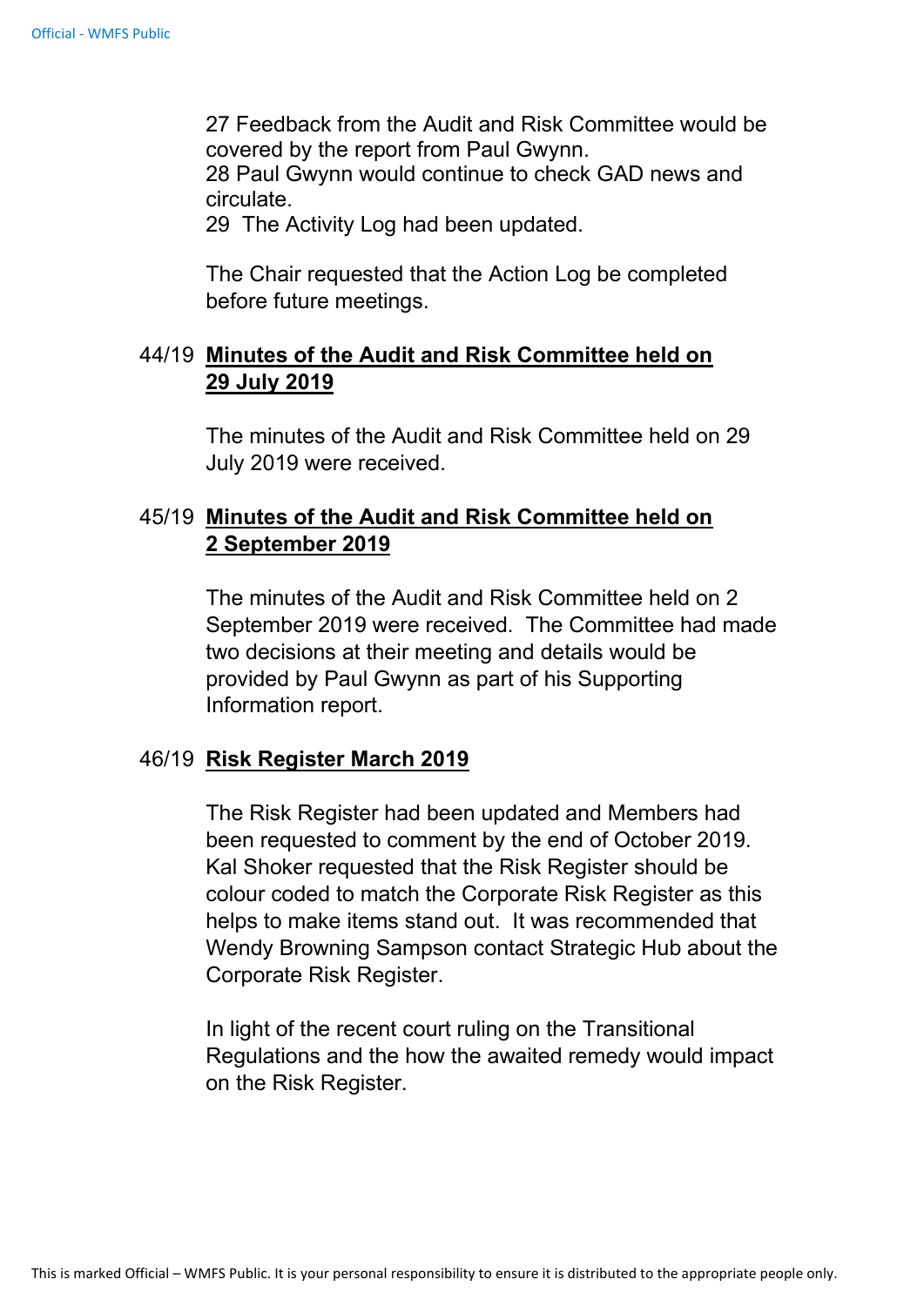27 Feedback from the Audit and Risk Committee would be covered by the report from Paul Gwynn.
28 Paul Gwynn would continue to check GAD news and circulate.
29 The Activity Log had been updated.

The Chair requested that the Action Log be completed before future meetings.

## 44/19 Minutes of the Audit and Risk Committee held on 29 July 2019

The minutes of the Audit and Risk Committee held on 29 July 2019 were received.

## 45/19 Minutes of the Audit and Risk Committee held on 2 September 2019

The minutes of the Audit and Risk Committee held on 2 September 2019 were received. The Committee had made two decisions at their meeting and details would be provided by Paul Gwynn as part of his Supporting Information report.

## 46/19 Risk Register March 2019

The Risk Register had been updated and Members had been requested to comment by the end of October 2019. Kal Shoker requested that the Risk Register should be colour coded to match the Corporate Risk Register as this helps to make items stand out. It was recommended that Wendy Browning Sampson contact Strategic Hub about the Corporate Risk Register.

In light of the recent court ruling on the Transitional Regulations and the how the awaited remedy would impact on the Risk Register.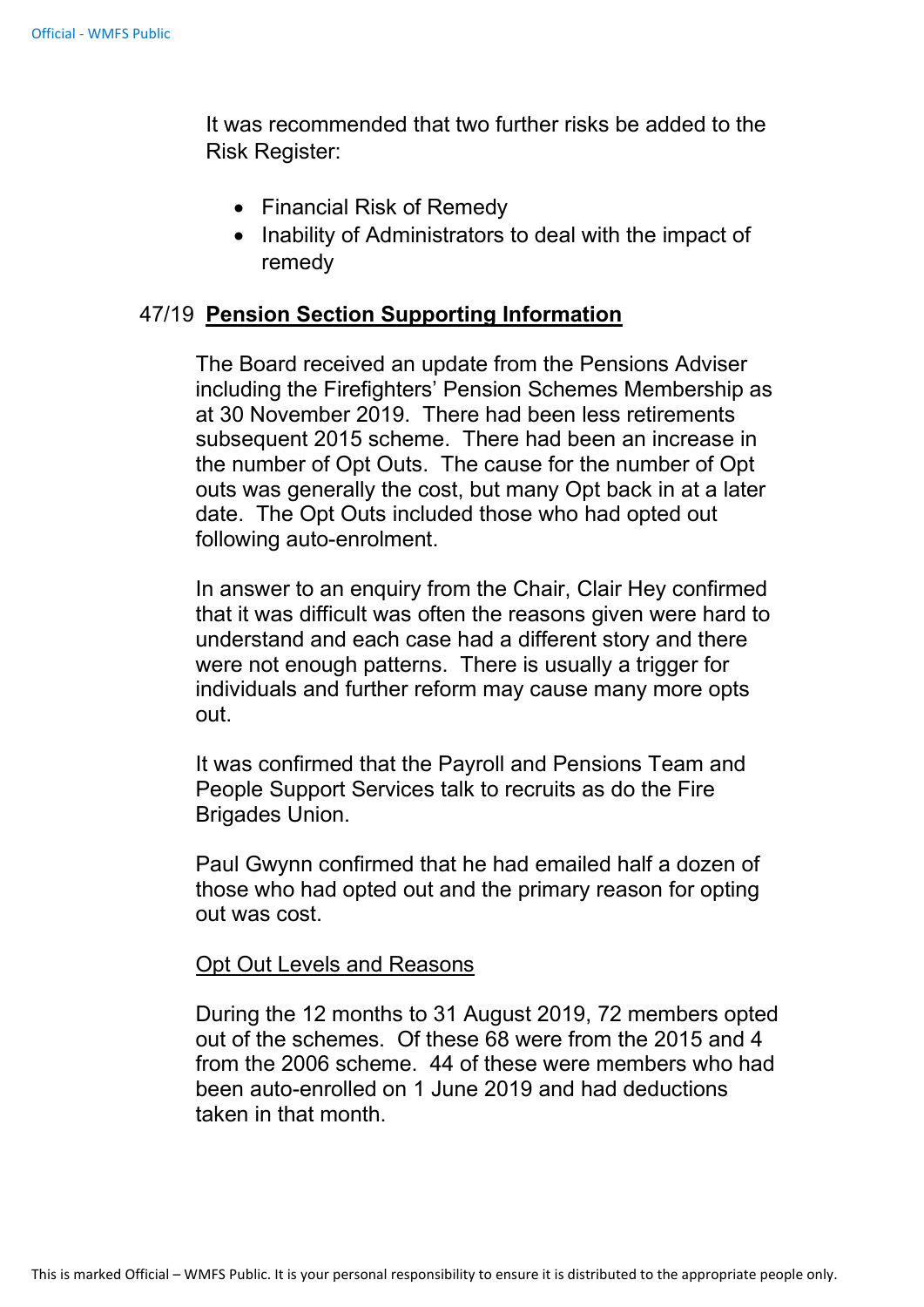It was recommended that two further risks be added to the Risk Register:

- Financial Risk of Remedy
- Inability of Administrators to deal with the impact of remedy

47/19 **Pension Section Supporting Information**

The Board received an update from the Pensions Adviser including the Firefighters' Pension Schemes Membership as at 30 November 2019. There had been less retirements subsequent 2015 scheme. There had been an increase in the number of Opt Outs. The cause for the number of Opt outs was generally the cost, but many Opt back in at a later date. The Opt Outs included those who had opted out following auto-enrolment.

In answer to an enquiry from the Chair, Clair Hey confirmed that it was difficult was often the reasons given were hard to understand and each case had a different story and there were not enough patterns. There is usually a trigger for individuals and further reform may cause many more opts out.

It was confirmed that the Payroll and Pensions Team and People Support Services talk to recruits as do the Fire Brigades Union.

Paul Gwynn confirmed that he had emailed half a dozen of those who had opted out and the primary reason for opting out was cost.

Opt Out Levels and Reasons

During the 12 months to 31 August 2019, 72 members opted out of the schemes. Of these 68 were from the 2015 and 4 from the 2006 scheme. 44 of these were members who had been auto-enrolled on 1 June 2019 and had deductions taken in that month.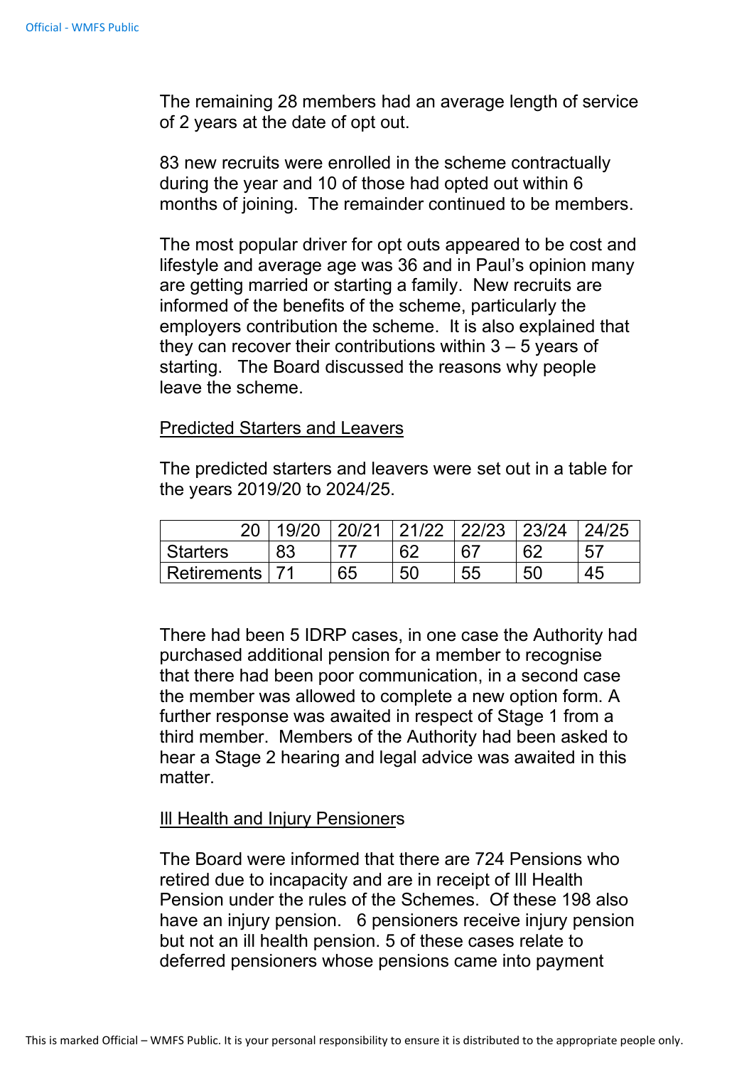The remaining 28 members had an average length of service of 2 years at the date of opt out.

83 new recruits were enrolled in the scheme contractually during the year and 10 of those had opted out within 6 months of joining. The remainder continued to be members.

The most popular driver for opt outs appeared to be cost and lifestyle and average age was 36 and in Paul's opinion many are getting married or starting a family. New recruits are informed of the benefits of the scheme, particularly the employers contribution the scheme. It is also explained that they can recover their contributions within 3 – 5 years of starting. The Board discussed the reasons why people leave the scheme.

Predicted Starters and Leavers

The predicted starters and leavers were set out in a table for the years 2019/20 to 2024/25.

| 20 | 19/20 | 20/21 | 21/22 | 22/23 | 23/24 | 24/25 |
|---|---|---|---|---|---|---|
| Starters | 83 | 77 | 62 | 67 | 62 | 57 |
| Retirements | 71 | 65 | 50 | 55 | 50 | 45 |

There had been 5 IDRP cases, in one case the Authority had purchased additional pension for a member to recognise that there had been poor communication, in a second case the member was allowed to complete a new option form. A further response was awaited in respect of Stage 1 from a third member. Members of the Authority had been asked to hear a Stage 2 hearing and legal advice was awaited in this matter.

Ill Health and Injury Pensioners

The Board were informed that there are 724 Pensions who retired due to incapacity and are in receipt of Ill Health Pension under the rules of the Schemes. Of these 198 also have an injury pension. 6 pensioners receive injury pension but not an ill health pension. 5 of these cases relate to deferred pensioners whose pensions came into payment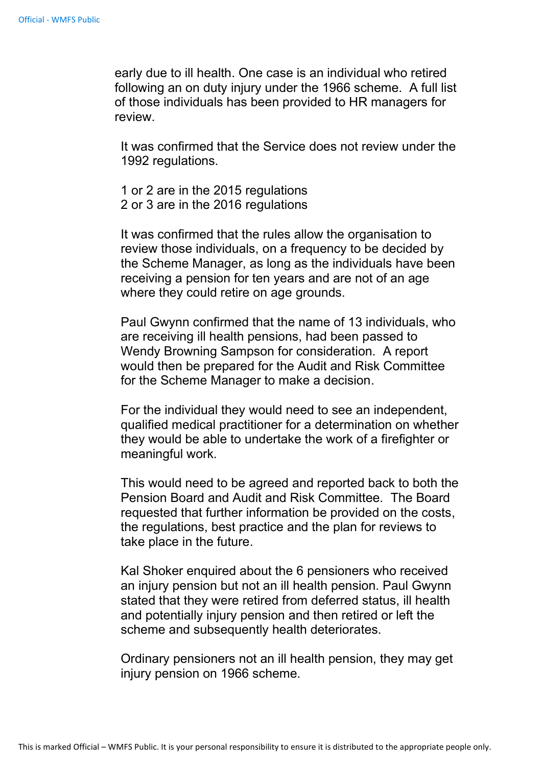early due to ill health. One case is an individual who retired following an on duty injury under the 1966 scheme. A full list of those individuals has been provided to HR managers for review.

It was confirmed that the Service does not review under the 1992 regulations.

1 or 2 are in the 2015 regulations
2 or 3 are in the 2016 regulations

It was confirmed that the rules allow the organisation to review those individuals, on a frequency to be decided by the Scheme Manager, as long as the individuals have been receiving a pension for ten years and are not of an age where they could retire on age grounds.

Paul Gwynn confirmed that the name of 13 individuals, who are receiving ill health pensions, had been passed to Wendy Browning Sampson for consideration. A report would then be prepared for the Audit and Risk Committee for the Scheme Manager to make a decision.

For the individual they would need to see an independent, qualified medical practitioner for a determination on whether they would be able to undertake the work of a firefighter or meaningful work.

This would need to be agreed and reported back to both the Pension Board and Audit and Risk Committee. The Board requested that further information be provided on the costs, the regulations, best practice and the plan for reviews to take place in the future.

Kal Shoker enquired about the 6 pensioners who received an injury pension but not an ill health pension. Paul Gwynn stated that they were retired from deferred status, ill health and potentially injury pension and then retired or left the scheme and subsequently health deteriorates.

Ordinary pensioners not an ill health pension, they may get injury pension on 1966 scheme.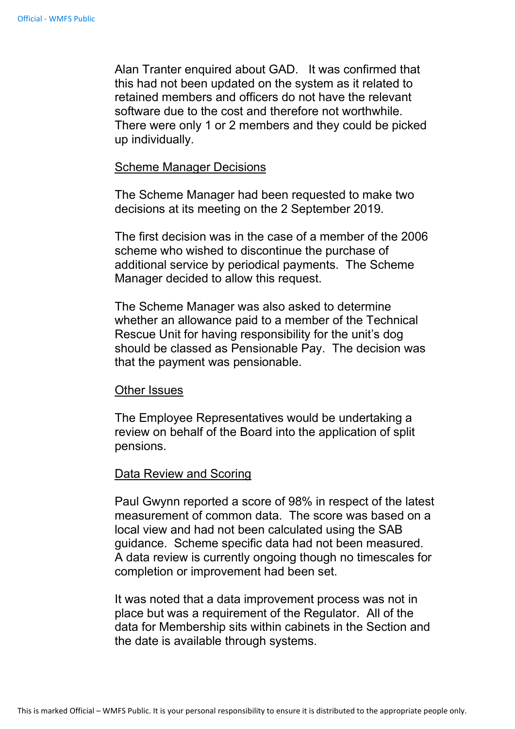Alan Tranter enquired about GAD. It was confirmed that this had not been updated on the system as it related to retained members and officers do not have the relevant software due to the cost and therefore not worthwhile. There were only 1 or 2 members and they could be picked up individually.

Scheme Manager Decisions

The Scheme Manager had been requested to make two decisions at its meeting on the 2 September 2019.

The first decision was in the case of a member of the 2006 scheme who wished to discontinue the purchase of additional service by periodical payments. The Scheme Manager decided to allow this request.

The Scheme Manager was also asked to determine whether an allowance paid to a member of the Technical Rescue Unit for having responsibility for the unit's dog should be classed as Pensionable Pay. The decision was that the payment was pensionable.

Other Issues

The Employee Representatives would be undertaking a review on behalf of the Board into the application of split pensions.

Data Review and Scoring

Paul Gwynn reported a score of 98% in respect of the latest measurement of common data. The score was based on a local view and had not been calculated using the SAB guidance. Scheme specific data had not been measured. A data review is currently ongoing though no timescales for completion or improvement had been set.

It was noted that a data improvement process was not in place but was a requirement of the Regulator. All of the data for Membership sits within cabinets in the Section and the date is available through systems.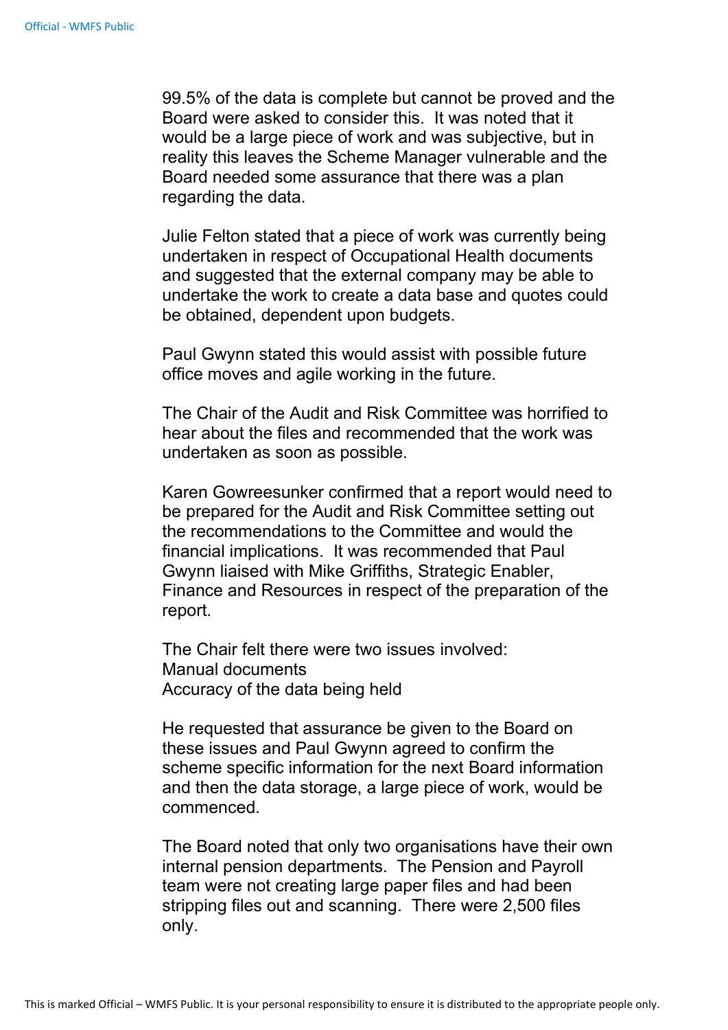99.5% of the data is complete but cannot be proved and the Board were asked to consider this. It was noted that it would be a large piece of work and was subjective, but in reality this leaves the Scheme Manager vulnerable and the Board needed some assurance that there was a plan regarding the data.

Julie Felton stated that a piece of work was currently being undertaken in respect of Occupational Health documents and suggested that the external company may be able to undertake the work to create a data base and quotes could be obtained, dependent upon budgets.

Paul Gwynn stated this would assist with possible future office moves and agile working in the future.

The Chair of the Audit and Risk Committee was horrified to hear about the files and recommended that the work was undertaken as soon as possible.

Karen Gowreesunker confirmed that a report would need to be prepared for the Audit and Risk Committee setting out the recommendations to the Committee and would the financial implications. It was recommended that Paul Gwynn liaised with Mike Griffiths, Strategic Enabler, Finance and Resources in respect of the preparation of the report.

The Chair felt there were two issues involved:
Manual documents
Accuracy of the data being held

He requested that assurance be given to the Board on these issues and Paul Gwynn agreed to confirm the scheme specific information for the next Board information and then the data storage, a large piece of work, would be commenced.

The Board noted that only two organisations have their own internal pension departments. The Pension and Payroll team were not creating large paper files and had been stripping files out and scanning. There were 2,500 files only.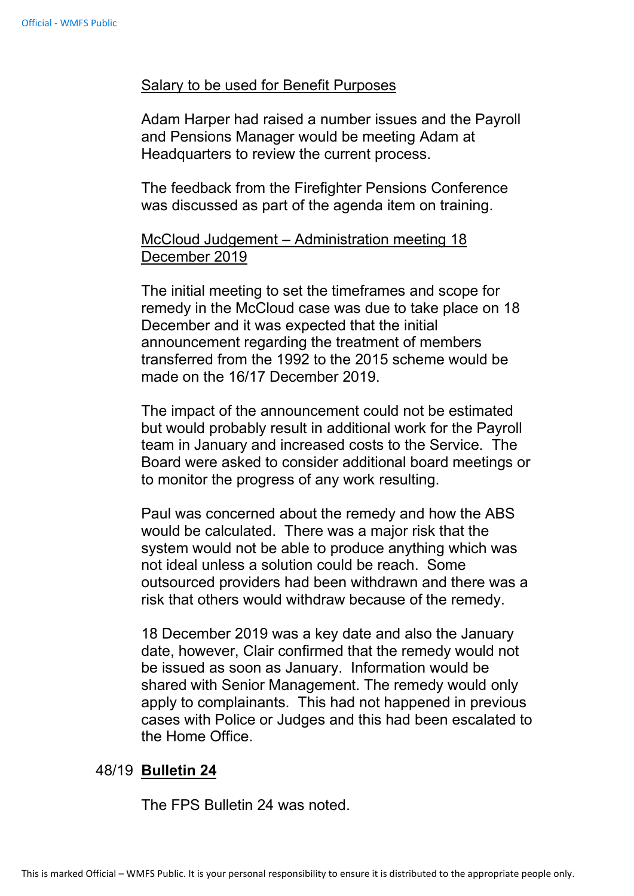Salary to be used for Benefit Purposes

Adam Harper had raised a number issues and the Payroll and Pensions Manager would be meeting Adam at Headquarters to review the current process.

The feedback from the Firefighter Pensions Conference was discussed as part of the agenda item on training.

McCloud Judgement – Administration meeting 18 December 2019

The initial meeting to set the timeframes and scope for remedy in the McCloud case was due to take place on 18 December and it was expected that the initial announcement regarding the treatment of members transferred from the 1992 to the 2015 scheme would be made on the 16/17 December 2019.

The impact of the announcement could not be estimated but would probably result in additional work for the Payroll team in January and increased costs to the Service. The Board were asked to consider additional board meetings or to monitor the progress of any work resulting.

Paul was concerned about the remedy and how the ABS would be calculated. There was a major risk that the system would not be able to produce anything which was not ideal unless a solution could be reach. Some outsourced providers had been withdrawn and there was a risk that others would withdraw because of the remedy.

18 December 2019 was a key date and also the January date, however, Clair confirmed that the remedy would not be issued as soon as January. Information would be shared with Senior Management. The remedy would only apply to complainants. This had not happened in previous cases with Police or Judges and this had been escalated to the Home Office.

48/19 **Bulletin 24**

The FPS Bulletin 24 was noted.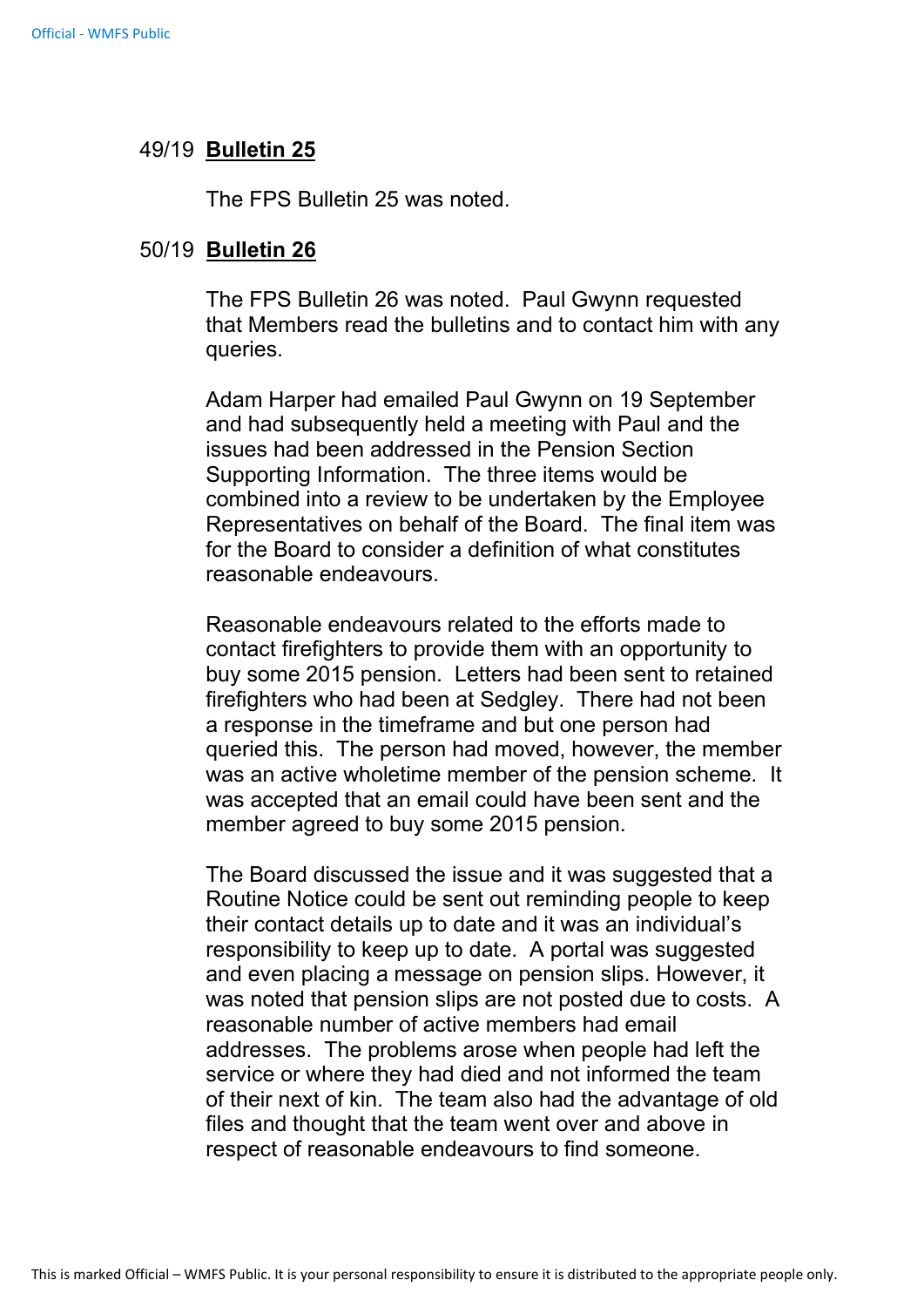49/19 **Bulletin 25**

The FPS Bulletin 25 was noted.

50/19 **Bulletin 26**

The FPS Bulletin 26 was noted. Paul Gwynn requested that Members read the bulletins and to contact him with any queries.

Adam Harper had emailed Paul Gwynn on 19 September and had subsequently held a meeting with Paul and the issues had been addressed in the Pension Section Supporting Information. The three items would be combined into a review to be undertaken by the Employee Representatives on behalf of the Board. The final item was for the Board to consider a definition of what constitutes reasonable endeavours.

Reasonable endeavours related to the efforts made to contact firefighters to provide them with an opportunity to buy some 2015 pension. Letters had been sent to retained firefighters who had been at Sedgley. There had not been a response in the timeframe and but one person had queried this. The person had moved, however, the member was an active wholetime member of the pension scheme. It was accepted that an email could have been sent and the member agreed to buy some 2015 pension.

The Board discussed the issue and it was suggested that a Routine Notice could be sent out reminding people to keep their contact details up to date and it was an individual's responsibility to keep up to date. A portal was suggested and even placing a message on pension slips. However, it was noted that pension slips are not posted due to costs. A reasonable number of active members had email addresses. The problems arose when people had left the service or where they had died and not informed the team of their next of kin. The team also had the advantage of old files and thought that the team went over and above in respect of reasonable endeavours to find someone.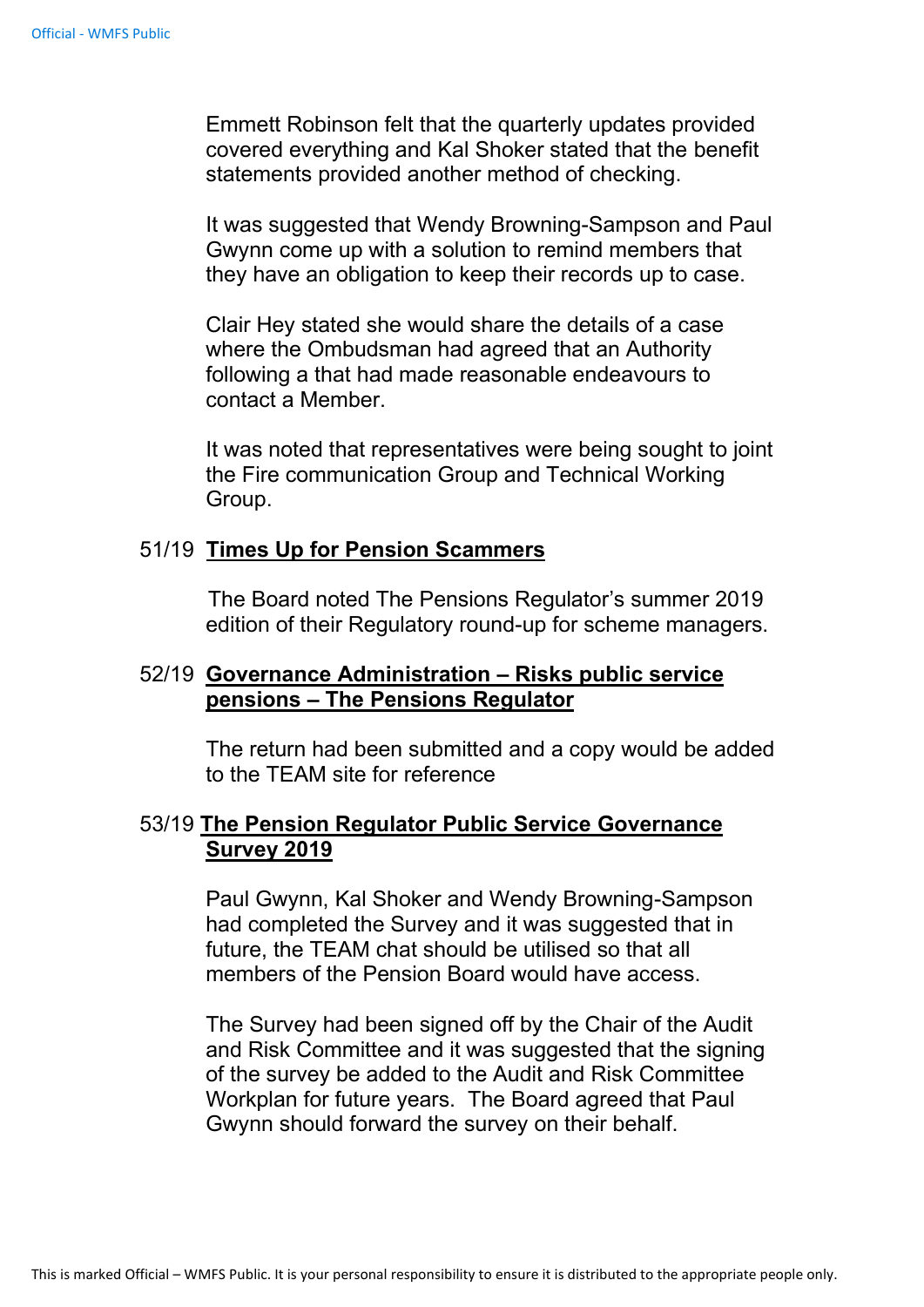Emmett Robinson felt that the quarterly updates provided covered everything and Kal Shoker stated that the benefit statements provided another method of checking.

It was suggested that Wendy Browning-Sampson and Paul Gwynn come up with a solution to remind members that they have an obligation to keep their records up to case.

Clair Hey stated she would share the details of a case where the Ombudsman had agreed that an Authority following a that had made reasonable endeavours to contact a Member.

It was noted that representatives were being sought to joint the Fire communication Group and Technical Working Group.

51/19 **Times Up for Pension Scammers**

The Board noted The Pensions Regulator's summer 2019 edition of their Regulatory round-up for scheme managers.

52/19 **Governance Administration – Risks public service pensions – The Pensions Regulator**

The return had been submitted and a copy would be added to the TEAM site for reference

53/19 **The Pension Regulator Public Service Governance Survey 2019**

Paul Gwynn, Kal Shoker and Wendy Browning-Sampson had completed the Survey and it was suggested that in future, the TEAM chat should be utilised so that all members of the Pension Board would have access.

The Survey had been signed off by the Chair of the Audit and Risk Committee and it was suggested that the signing of the survey be added to the Audit and Risk Committee Workplan for future years. The Board agreed that Paul Gwynn should forward the survey on their behalf.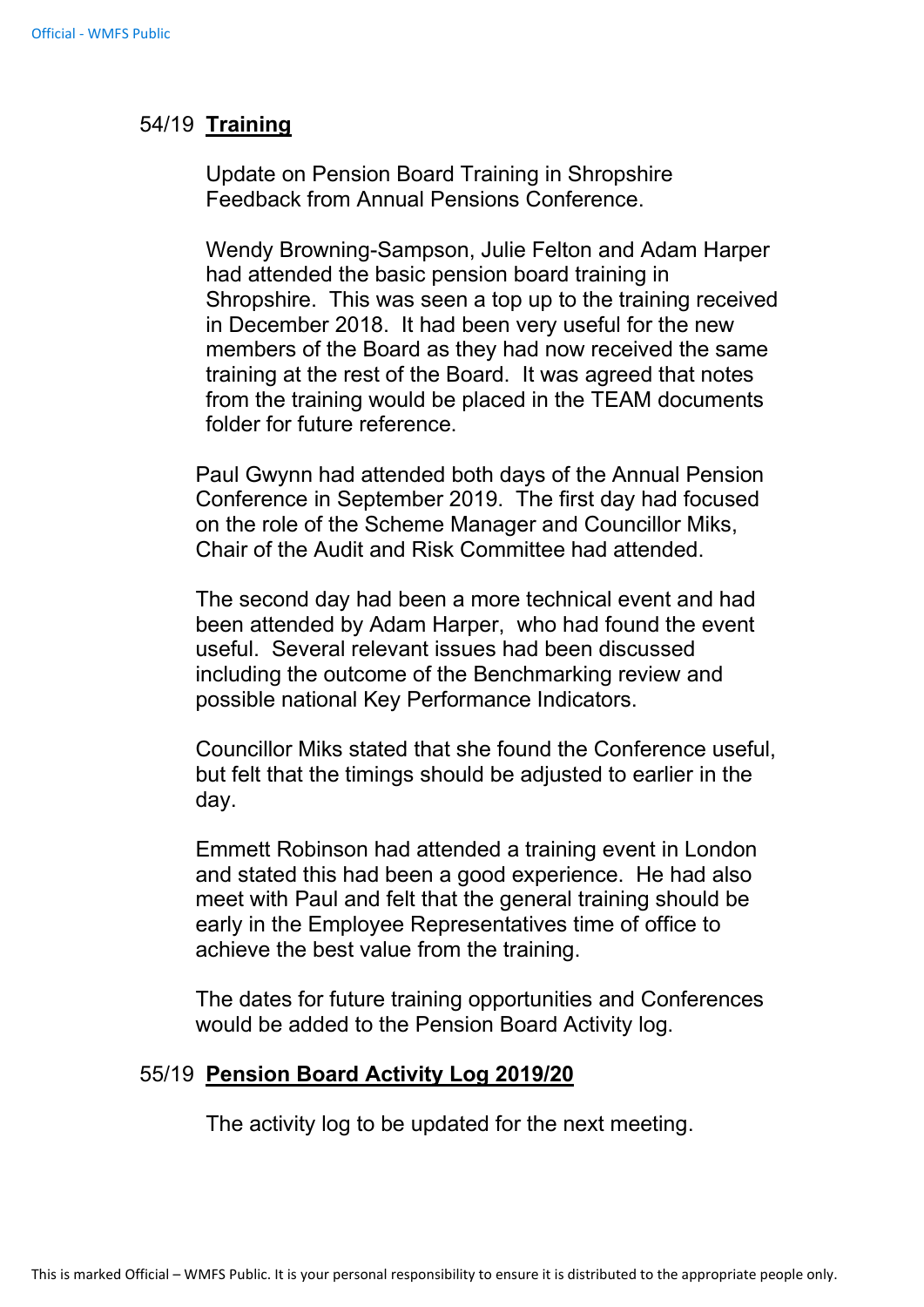54/19 **Training**

Update on Pension Board Training in Shropshire
Feedback from Annual Pensions Conference.

Wendy Browning-Sampson, Julie Felton and Adam Harper had attended the basic pension board training in Shropshire. This was seen a top up to the training received in December 2018. It had been very useful for the new members of the Board as they had now received the same training at the rest of the Board. It was agreed that notes from the training would be placed in the TEAM documents folder for future reference.

Paul Gwynn had attended both days of the Annual Pension Conference in September 2019. The first day had focused on the role of the Scheme Manager and Councillor Miks, Chair of the Audit and Risk Committee had attended.

The second day had been a more technical event and had been attended by Adam Harper, who had found the event useful. Several relevant issues had been discussed including the outcome of the Benchmarking review and possible national Key Performance Indicators.

Councillor Miks stated that she found the Conference useful, but felt that the timings should be adjusted to earlier in the day.

Emmett Robinson had attended a training event in London and stated this had been a good experience. He had also meet with Paul and felt that the general training should be early in the Employee Representatives time of office to achieve the best value from the training.

The dates for future training opportunities and Conferences would be added to the Pension Board Activity log.

55/19 **Pension Board Activity Log 2019/20**

The activity log to be updated for the next meeting.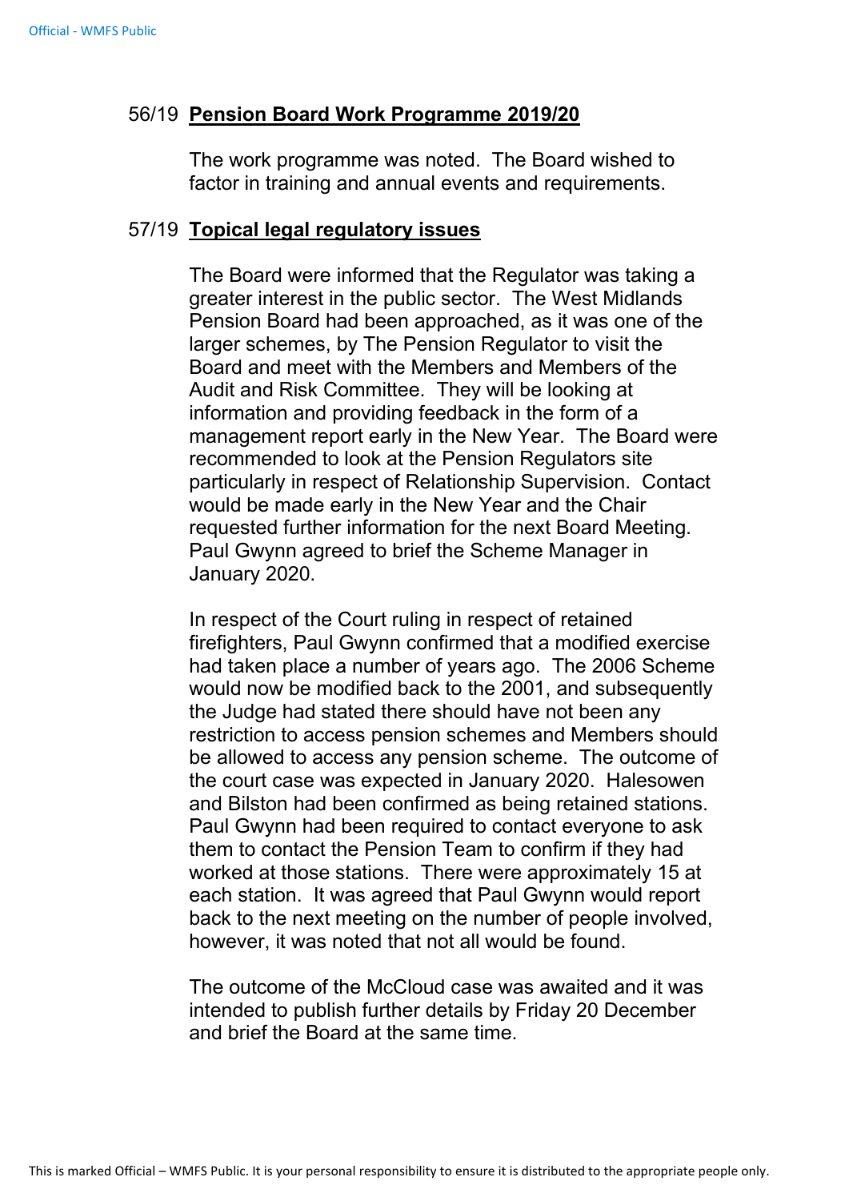56/19 **Pension Board Work Programme 2019/20**

The work programme was noted. The Board wished to factor in training and annual events and requirements.

57/19 **Topical legal regulatory issues**

The Board were informed that the Regulator was taking a greater interest in the public sector. The West Midlands Pension Board had been approached, as it was one of the larger schemes, by The Pension Regulator to visit the Board and meet with the Members and Members of the Audit and Risk Committee. They will be looking at information and providing feedback in the form of a management report early in the New Year. The Board were recommended to look at the Pension Regulators site particularly in respect of Relationship Supervision. Contact would be made early in the New Year and the Chair requested further information for the next Board Meeting. Paul Gwynn agreed to brief the Scheme Manager in January 2020.

In respect of the Court ruling in respect of retained firefighters, Paul Gwynn confirmed that a modified exercise had taken place a number of years ago. The 2006 Scheme would now be modified back to the 2001, and subsequently the Judge had stated there should have not been any restriction to access pension schemes and Members should be allowed to access any pension scheme. The outcome of the court case was expected in January 2020. Halesowen and Bilston had been confirmed as being retained stations. Paul Gwynn had been required to contact everyone to ask them to contact the Pension Team to confirm if they had worked at those stations. There were approximately 15 at each station. It was agreed that Paul Gwynn would report back to the next meeting on the number of people involved, however, it was noted that not all would be found.

The outcome of the McCloud case was awaited and it was intended to publish further details by Friday 20 December and brief the Board at the same time.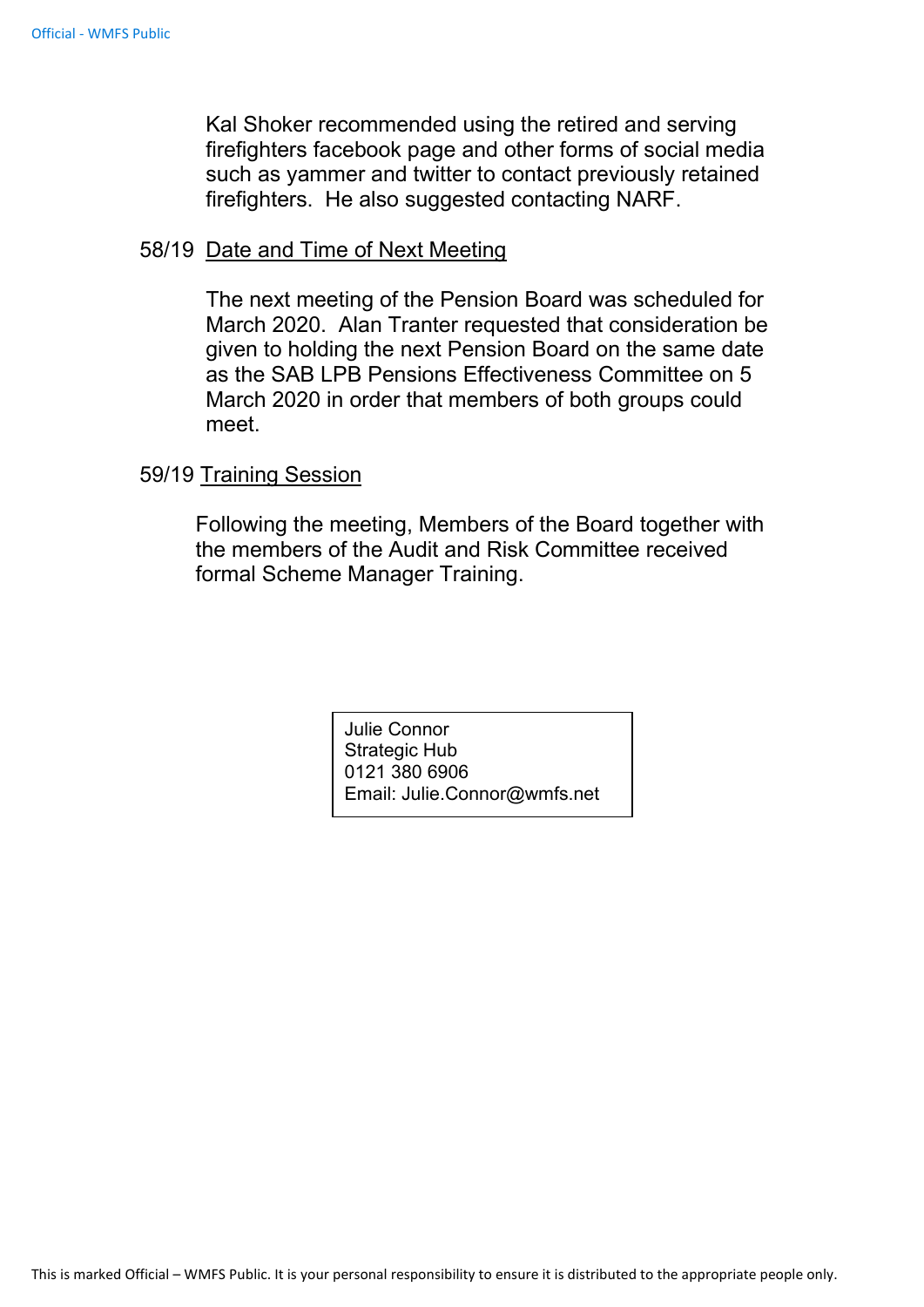Kal Shoker recommended using the retired and serving firefighters facebook page and other forms of social media such as yammer and twitter to contact previously retained firefighters. He also suggested contacting NARF.

58/19 <u>Date and Time of Next Meeting</u>

The next meeting of the Pension Board was scheduled for March 2020. Alan Tranter requested that consideration be given to holding the next Pension Board on the same date as the SAB LPB Pensions Effectiveness Committee on 5 March 2020 in order that members of both groups could meet.

59/19 <u>Training Session</u>

Following the meeting, Members of the Board together with the members of the Audit and Risk Committee received formal Scheme Manager Training.

Julie Connor
Strategic Hub
0121 380 6906
Email: Julie.Connor@wmfs.net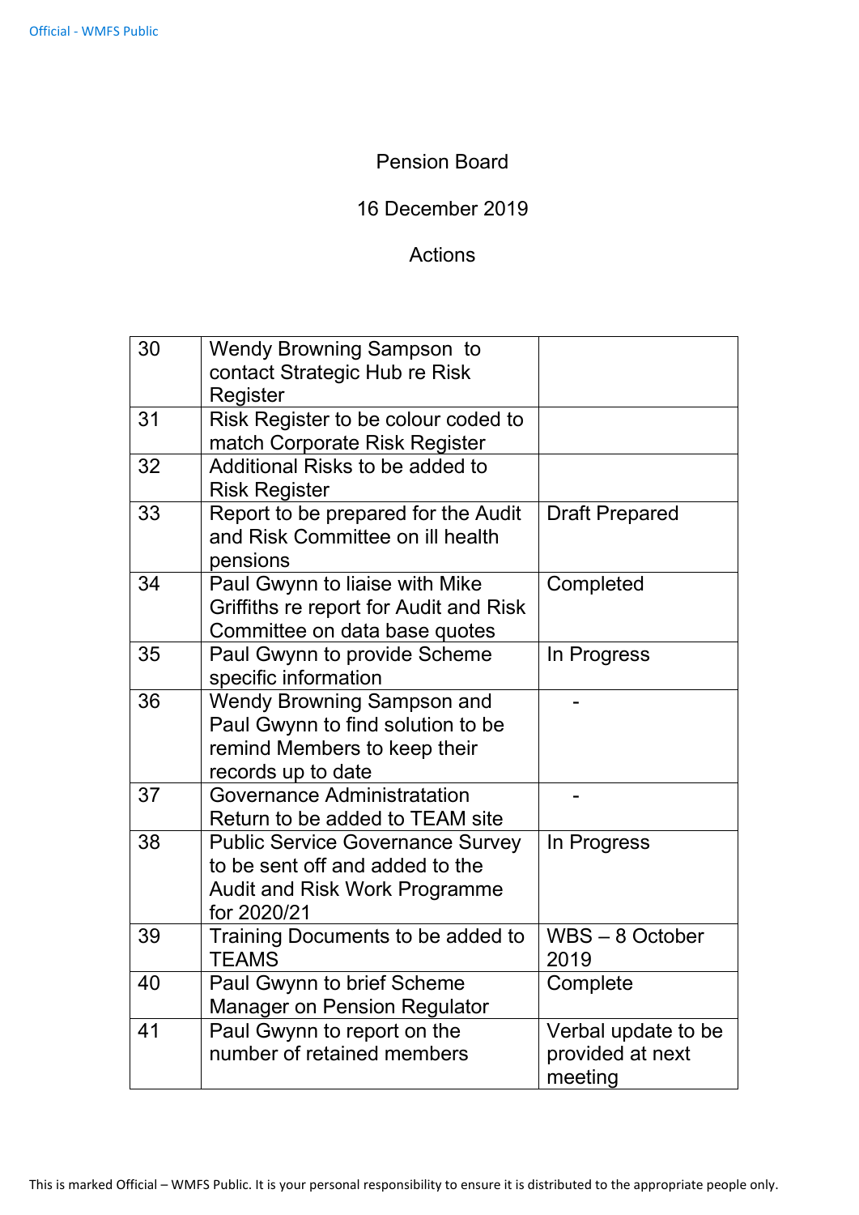Pension Board

16 December 2019

Actions

| | | |
|---|---|---|
| 30 | Wendy Browning Sampson to contact Strategic Hub re Risk Register | |
| 31 | Risk Register to be colour coded to match Corporate Risk Register | |
| 32 | Additional Risks to be added to Risk Register | |
| 33 | Report to be prepared for the Audit and Risk Committee on ill health pensions | Draft Prepared |
| 34 | Paul Gwynn to liaise with Mike Griffiths re report for Audit and Risk Committee on data base quotes | Completed |
| 35 | Paul Gwynn to provide Scheme specific information | In Progress |
| 36 | Wendy Browning Sampson and Paul Gwynn to find solution to be remind Members to keep their records up to date | - |
| 37 | Governance Administratation Return to be added to TEAM site | - |
| 38 | Public Service Governance Survey to be sent off and added to the Audit and Risk Work Programme for 2020/21 | In Progress |
| 39 | Training Documents to be added to TEAMS | WBS – 8 October 2019 |
| 40 | Paul Gwynn to brief Scheme Manager on Pension Regulator | Complete |
| 41 | Paul Gwynn to report on the number of retained members | Verbal update to be provided at next meeting |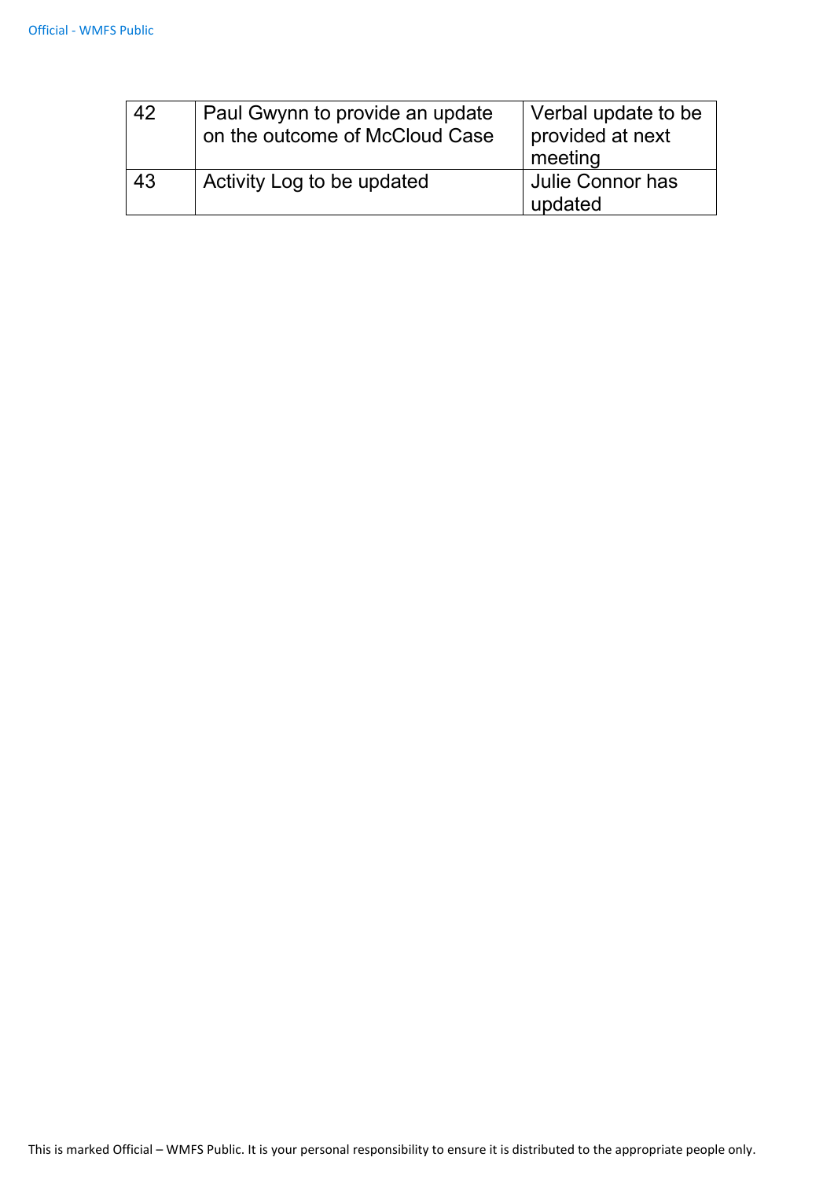| | | |
|---|---|---|
| 42 | Paul Gwynn to provide an update on the outcome of McCloud Case | Verbal update to be provided at next meeting |
| 43 | Activity Log to be updated | Julie Connor has updated |